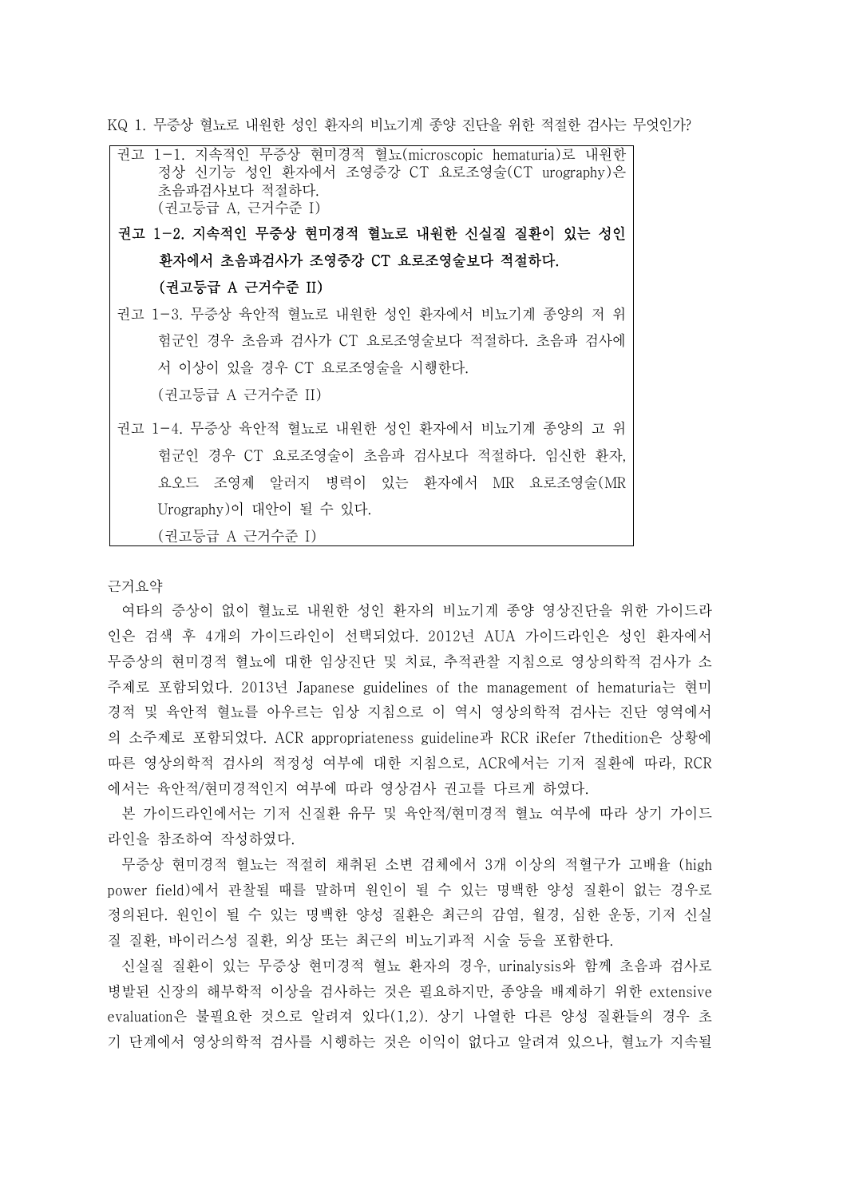KQ 1. 무증상 혈뇨로 내원한 성인 환자의 비뇨기계 종양 진단을 위한 적절한 검사는 무엇인가?

> 권고 1-1. 지속적인 무증상 현미경적 혈뇨(microscopic hematuria)로 내원한 정상 신기능 성인 환자에서 조영증강 CT 요로조영술(CT urography)은 초음파검사보다 적절하다.
> (권고등급 A, 근거수준 I)
>
> **권고 1-2. 지속적인 무증상 현미경적 혈뇨로 내원한 신실질 질환이 있는 성인 환자에서 초음파검사가 조영증강 CT 요로조영술보다 적절하다.**
> **(권고등급 A 근거수준 II)**
>
> 권고 1-3. 무증상 육안적 혈뇨로 내원한 성인 환자에서 비뇨기계 종양의 저 위험군인 경우 초음파 검사가 CT 요로조영술보다 적절하다. 초음파 검사에서 이상이 있을 경우 CT 요로조영술을 시행한다.
> (권고등급 A 근거수준 II)
>
> 권고 1-4. 무증상 육안적 혈뇨로 내원한 성인 환자에서 비뇨기계 종양의 고 위험군인 경우 CT 요로조영술이 초음파 검사보다 적절하다. 임신한 환자, 요오드 조영제 알러지 병력이 있는 환자에서 MR 요로조영술(MR Urography)이 대안이 될 수 있다.
> (권고등급 A 근거수준 I)

근거요약

여타의 증상이 없이 혈뇨로 내원한 성인 환자의 비뇨기계 종양 영상진단을 위한 가이드라인은 검색 후 4개의 가이드라인이 선택되었다. 2012년 AUA 가이드라인은 성인 환자에서 무증상의 현미경적 혈뇨에 대한 임상진단 및 치료, 추적관찰 지침으로 영상의학적 검사가 소주제로 포함되었다. 2013년 Japanese guidelines of the management of hematuria는 현미경적 및 육안적 혈뇨를 아우르는 임상 지침으로 이 역시 영상의학적 검사는 진단 영역에서의 소주제로 포함되었다. ACR appropriateness guideline과 RCR iRefer 7thedition은 상황에 따른 영상의학적 검사의 적정성 여부에 대한 지침으로, ACR에서는 기저 질환에 따라, RCR에서는 육안적/현미경적인지 여부에 따라 영상검사 권고를 다르게 하였다.

본 가이드라인에서는 기저 신질환 유무 및 육안적/현미경적 혈뇨 여부에 따라 상기 가이드라인을 참조하여 작성하였다.

무증상 현미경적 혈뇨는 적절히 채취된 소변 검체에서 3개 이상의 적혈구가 고배율 (high power field)에서 관찰될 때를 말하며 원인이 될 수 있는 명백한 양성 질환이 없는 경우로 정의된다. 원인이 될 수 있는 명백한 양성 질환은 최근의 감염, 월경, 심한 운동, 기저 신실질 질환, 바이러스성 질환, 외상 또는 최근의 비뇨기과적 시술 등을 포함한다.

신실질 질환이 있는 무증상 현미경적 혈뇨 환자의 경우, urinalysis와 함께 초음파 검사로 병발된 신장의 해부학적 이상을 검사하는 것은 필요하지만, 종양을 배제하기 위한 extensive evaluation은 불필요한 것으로 알려져 있다(1,2). 상기 나열한 다른 양성 질환들의 경우 초기 단계에서 영상의학적 검사를 시행하는 것은 이익이 없다고 알려져 있으나, 혈뇨가 지속될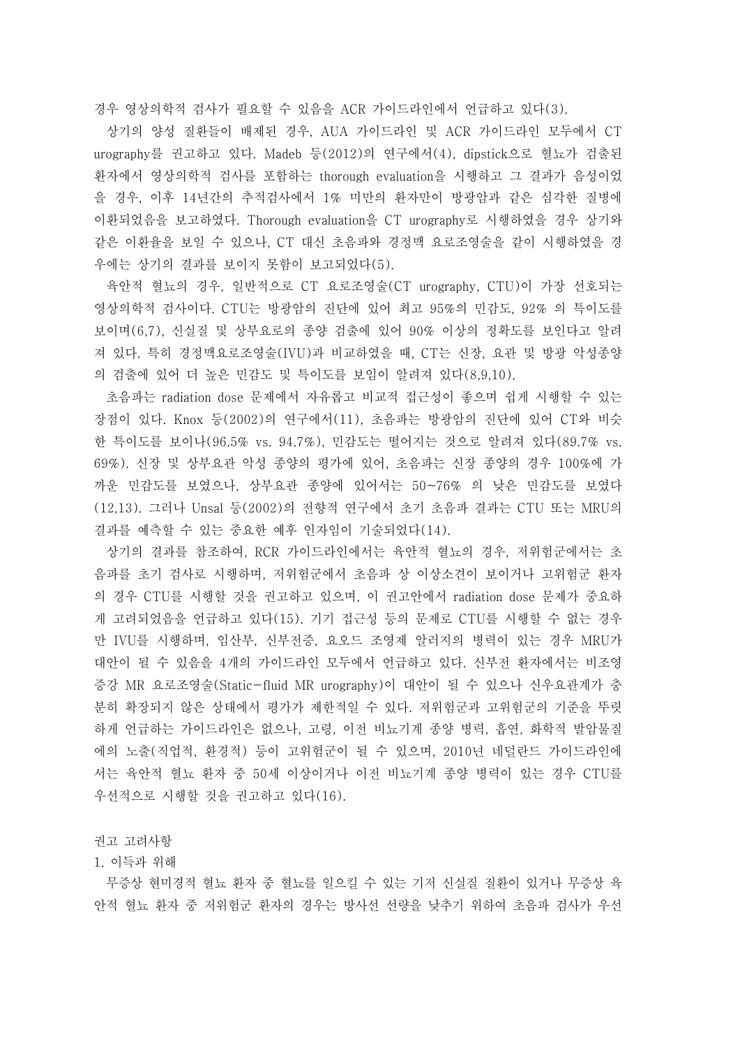경우 영상의학적 검사가 필요할 수 있음을 ACR 가이드라인에서 언급하고 있다(3).

상기의 양성 질환들이 배제된 경우, AUA 가이드라인 및 ACR 가이드라인 모두에서 CT urography를 권고하고 있다. Madeb 등(2012)의 연구에서(4), dipstick으로 혈뇨가 검출된 환자에서 영상의학적 검사를 포함하는 thorough evaluation을 시행하고 그 결과가 음성이었을 경우, 이후 14년간의 추적검사에서 1% 미만의 환자만이 방광암과 같은 심각한 질병에 이환되었음을 보고하였다. Thorough evaluation을 CT urography로 시행하였을 경우 상기와 같은 이환율을 보일 수 있으나, CT 대신 초음파와 경정맥 요로조영술을 같이 시행하였을 경우에는 상기의 결과를 보이지 못함이 보고되었다(5).

육안적 혈뇨의 경우, 일반적으로 CT 요로조영술(CT urography, CTU)이 가장 선호되는 영상의학적 검사이다. CTU는 방광암의 진단에 있어 최고 95%의 민감도, 92% 의 특이도를 보이며(6,7), 신실질 및 상부요로의 종양 검출에 있어 90% 이상의 정확도를 보인다고 알려져 있다. 특히 경정맥요로조영술(IVU)과 비교하였을 때, CT는 신장, 요관 및 방광 악성종양의 검출에 있어 더 높은 민감도 및 특이도를 보임이 알려져 있다(8,9,10).

초음파는 radiation dose 문제에서 자유롭고 비교적 접근성이 좋으며 쉽게 시행할 수 있는 장점이 있다. Knox 등(2002)의 연구에서(11), 초음파는 방광암의 진단에 있어 CT와 비슷한 특이도를 보이나(96.5% vs. 94.7%), 민감도는 떨어지는 것으로 알려져 있다(89.7% vs. 69%). 신장 및 상부요관 악성 종양의 평가에 있어, 초음파는 신장 종양의 경우 100%에 가까운 민감도를 보였으나, 상부요관 종양에 있어서는 50~76% 의 낮은 민감도를 보였다(12,13). 그러나 Unsal 등(2002)의 전향적 연구에서 초기 초음파 결과는 CTU 또는 MRU의 결과를 예측할 수 있는 중요한 예후 인자임이 기술되었다(14).

상기의 결과를 참조하여, RCR 가이드라인에서는 육안적 혈뇨의 경우, 저위험군에서는 초음파를 초기 검사로 시행하며, 저위험군에서 초음파 상 이상소견이 보이거나 고위험군 환자의 경우 CTU를 시행할 것을 권고하고 있으며, 이 권고안에서 radiation dose 문제가 중요하게 고려되었음을 언급하고 있다(15). 기기 접근성 등의 문제로 CTU를 시행할 수 없는 경우만 IVU를 시행하며, 임산부, 신부전증, 요오드 조영제 알러지의 병력이 있는 경우 MRU가 대안이 될 수 있음을 4개의 가이드라인 모두에서 언급하고 있다. 신부전 환자에서는 비조영증강 MR 요로조영술(Static-fluid MR urography)이 대안이 될 수 있으나 신우요관계가 충분히 확장되지 않은 상태에서 평가가 제한적일 수 있다. 저위험군과 고위험군의 기준을 뚜렷하게 언급하는 가이드라인은 없으나, 고령, 이전 비뇨기계 종양 병력, 흡연, 화학적 발암물질에의 노출(직업적, 환경적) 등이 고위험군이 될 수 있으며, 2010년 네덜란드 가이드라인에서는 육안적 혈뇨 환자 중 50세 이상이거나 이전 비뇨기계 종양 병력이 있는 경우 CTU를 우선적으로 시행할 것을 권고하고 있다(16).

권고 고려사항

1. 이득과 위해

무증상 현미경적 혈뇨 환자 중 혈뇨를 일으킬 수 있는 기저 신실질 질환이 있거나 무증상 육안적 혈뇨 환자 중 저위험군 환자의 경우는 방사선 선량을 낮추기 위하여 초음파 검사가 우선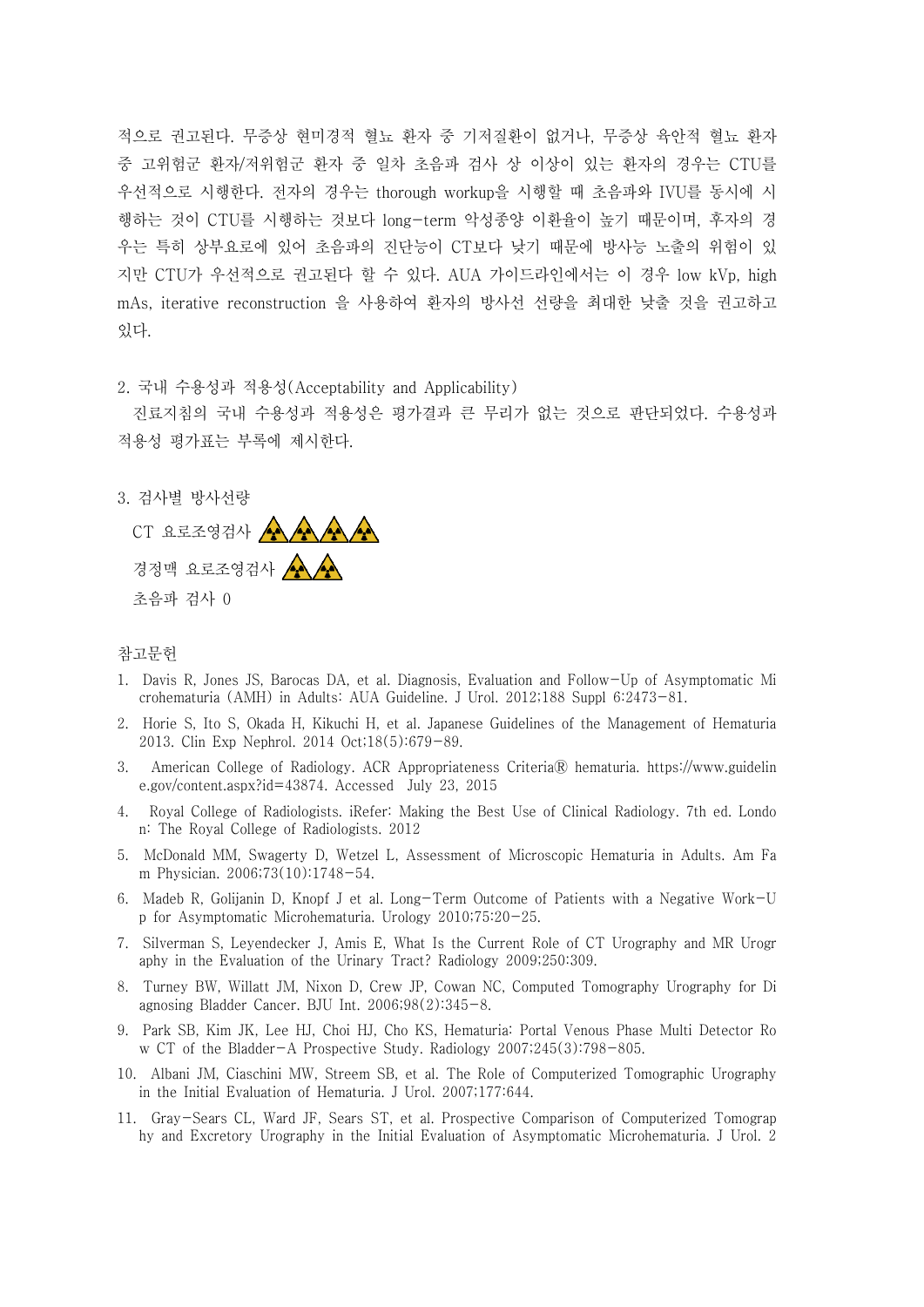적으로 권고된다. 무증상 현미경적 혈뇨 환자 중 기저질환이 없거나, 무증상 육안적 혈뇨 환자 중 고위험군 환자/저위험군 환자 중 일차 초음파 검사 상 이상이 있는 환자의 경우는 CTU를 우선적으로 시행한다. 전자의 경우는 thorough workup을 시행할 때 초음파와 IVU를 동시에 시행하는 것이 CTU를 시행하는 것보다 long-term 악성종양 이환율이 높기 때문이며, 후자의 경우는 특히 상부요로에 있어 초음파의 진단능이 CT보다 낮기 때문에 방사능 노출의 위험이 있지만 CTU가 우선적으로 권고된다 할 수 있다. AUA 가이드라인에서는 이 경우 low kVp, high mAs, iterative reconstruction 을 사용하여 환자의 방사선 선량을 최대한 낮출 것을 권고하고 있다.

2. 국내 수용성과 적용성(Acceptability and Applicability)

진료지침의 국내 수용성과 적용성은 평가결과 큰 무리가 없는 것으로 판단되었다. 수용성과 적용성 평가표는 부록에 제시한다.

3. 검사별 방사선량

CT 요로조영검사

경정맥 요로조영검사

초음파 검사 0

참고문헌

1. Davis R, Jones JS, Barocas DA, et al. Diagnosis, Evaluation and Follow-Up of Asymptomatic Microhematuria (AMH) in Adults: AUA Guideline. J Urol. 2012;188 Suppl 6:2473-81.
2. Horie S, Ito S, Okada H, Kikuchi H, et al. Japanese Guidelines of the Management of Hematuria 2013. Clin Exp Nephrol. 2014 Oct;18(5):679-89.
3. American College of Radiology. ACR Appropriateness Criteria® hematuria. https://www.guideline.gov/content.aspx?id=43874. Accessed July 23, 2015
4. Royal College of Radiologists. iRefer: Making the Best Use of Clinical Radiology. 7th ed. London: The Royal College of Radiologists. 2012
5. McDonald MM, Swagerty D, Wetzel L, Assessment of Microscopic Hematuria in Adults. Am Fam Physician. 2006;73(10):1748-54.
6. Madeb R, Golijanin D, Knopf J et al. Long-Term Outcome of Patients with a Negative Work-Up for Asymptomatic Microhematuria. Urology 2010;75:20-25.
7. Silverman S, Leyendecker J, Amis E, What Is the Current Role of CT Urography and MR Urography in the Evaluation of the Urinary Tract? Radiology 2009;250:309.
8. Turney BW, Willatt JM, Nixon D, Crew JP, Cowan NC, Computed Tomography Urography for Diagnosing Bladder Cancer. BJU Int. 2006;98(2):345-8.
9. Park SB, Kim JK, Lee HJ, Choi HJ, Cho KS, Hematuria: Portal Venous Phase Multi Detector Row CT of the Bladder-A Prospective Study. Radiology 2007;245(3):798-805.
10. Albani JM, Ciaschini MW, Streem SB, et al. The Role of Computerized Tomographic Urography in the Initial Evaluation of Hematuria. J Urol. 2007;177:644.
11. Gray-Sears CL, Ward JF, Sears ST, et al. Prospective Comparison of Computerized Tomography and Excretory Urography in the Initial Evaluation of Asymptomatic Microhematuria. J Urol. 2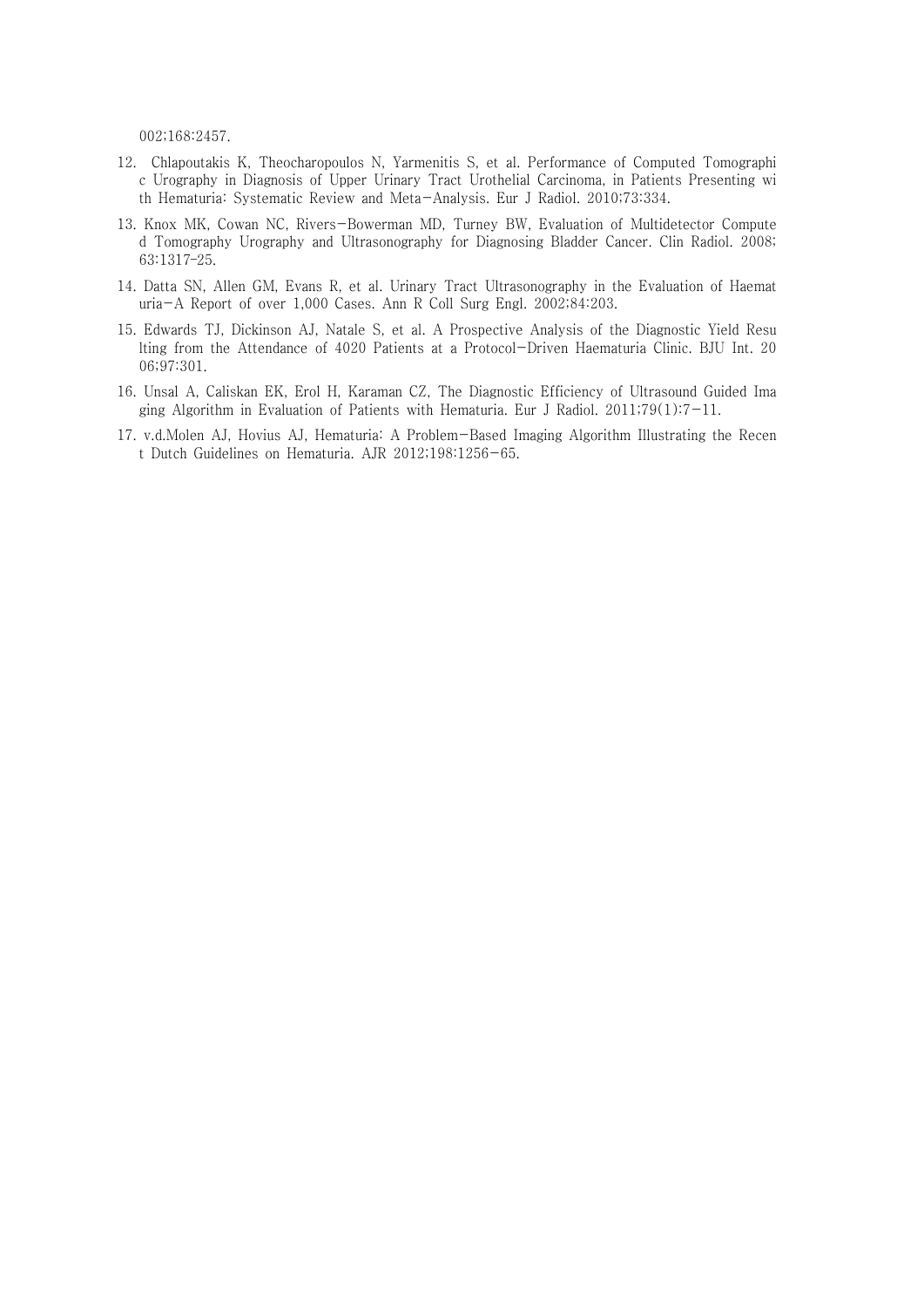002;168:2457.

12. Chlapoutakis K, Theocharopoulos N, Yarmenitis S, et al. Performance of Computed Tomographic Urography in Diagnosis of Upper Urinary Tract Urothelial Carcinoma, in Patients Presenting with Hematuria: Systematic Review and Meta-Analysis. Eur J Radiol. 2010;73:334.
13. Knox MK, Cowan NC, Rivers-Bowerman MD, Turney BW, Evaluation of Multidetector Computed Tomography Urography and Ultrasonography for Diagnosing Bladder Cancer. Clin Radiol. 2008;63:1317-25.
14. Datta SN, Allen GM, Evans R, et al. Urinary Tract Ultrasonography in the Evaluation of Haematuria-A Report of over 1,000 Cases. Ann R Coll Surg Engl. 2002;84:203.
15. Edwards TJ, Dickinson AJ, Natale S, et al. A Prospective Analysis of the Diagnostic Yield Resulting from the Attendance of 4020 Patients at a Protocol-Driven Haematuria Clinic. BJU Int. 2006;97:301.
16. Unsal A, Caliskan EK, Erol H, Karaman CZ, The Diagnostic Efficiency of Ultrasound Guided Imaging Algorithm in Evaluation of Patients with Hematuria. Eur J Radiol. 2011;79(1):7-11.
17. v.d.Molen AJ, Hovius AJ, Hematuria: A Problem-Based Imaging Algorithm Illustrating the Recent Dutch Guidelines on Hematuria. AJR 2012;198:1256-65.